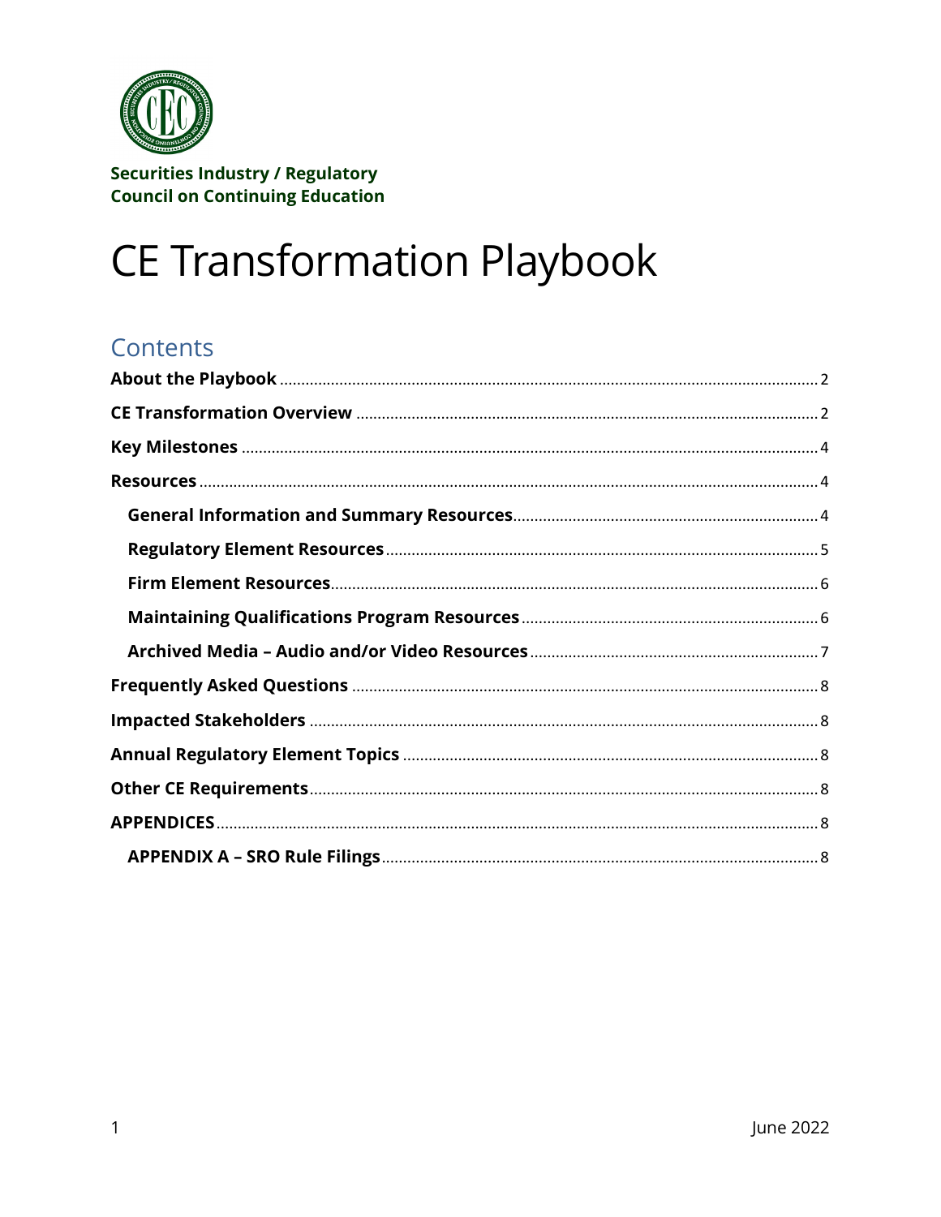**Securities Industry / Regulatory Council on Continuing Education**

# CE Transformation Playbook

## Contents

- **About the Playbook** ..... 2
- **CE Transformation Overview** ..... 2
- **Key Milestones** ..... 4
- **Resources** ..... 4
  - **General Information and Summary Resources** ..... 4
  - **Regulatory Element Resources** ..... 5
  - **Firm Element Resources** ..... 6
  - **Maintaining Qualifications Program Resources** ..... 6
  - **Archived Media – Audio and/or Video Resources** ..... 7
- **Frequently Asked Questions** ..... 8
- **Impacted Stakeholders** ..... 8
- **Annual Regulatory Element Topics** ..... 8
- **Other CE Requirements** ..... 8
- **APPENDICES** ..... 8
  - **APPENDIX A – SRO Rule Filings** ..... 8

June 2022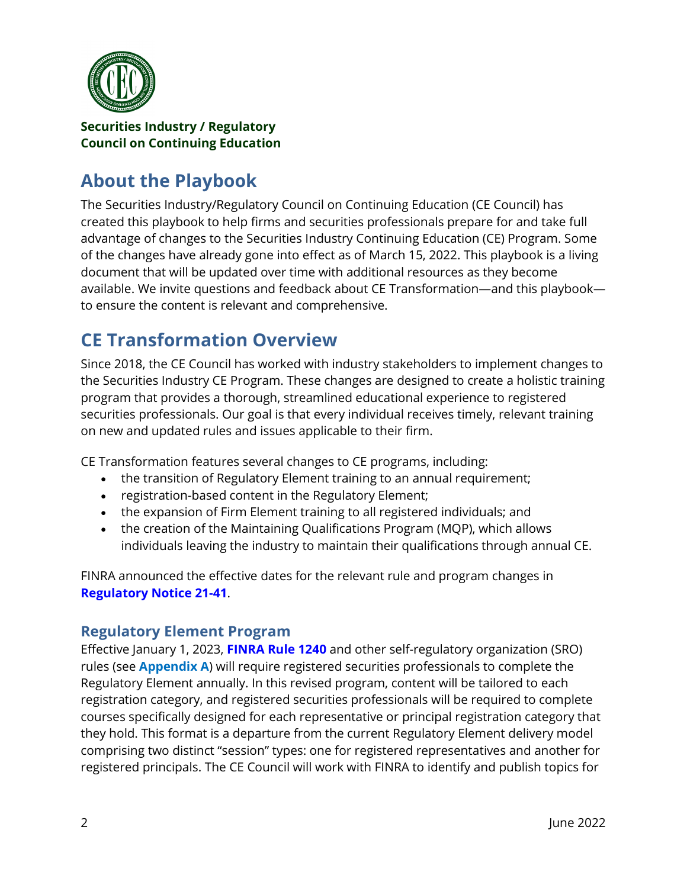**Securities Industry / Regulatory Council on Continuing Education**

## About the Playbook

The Securities Industry/Regulatory Council on Continuing Education (CE Council) has created this playbook to help firms and securities professionals prepare for and take full advantage of changes to the Securities Industry Continuing Education (CE) Program. Some of the changes have already gone into effect as of March 15, 2022. This playbook is a living document that will be updated over time with additional resources as they become available. We invite questions and feedback about CE Transformation—and this playbook—to ensure the content is relevant and comprehensive.

## CE Transformation Overview

Since 2018, the CE Council has worked with industry stakeholders to implement changes to the Securities Industry CE Program. These changes are designed to create a holistic training program that provides a thorough, streamlined educational experience to registered securities professionals. Our goal is that every individual receives timely, relevant training on new and updated rules and issues applicable to their firm.

CE Transformation features several changes to CE programs, including:

- the transition of Regulatory Element training to an annual requirement;
- registration-based content in the Regulatory Element;
- the expansion of Firm Element training to all registered individuals; and
- the creation of the Maintaining Qualifications Program (MQP), which allows individuals leaving the industry to maintain their qualifications through annual CE.

FINRA announced the effective dates for the relevant rule and program changes in **Regulatory Notice 21-41**.

### Regulatory Element Program

Effective January 1, 2023, **FINRA Rule 1240** and other self-regulatory organization (SRO) rules (see **Appendix A**) will require registered securities professionals to complete the Regulatory Element annually. In this revised program, content will be tailored to each registration category, and registered securities professionals will be required to complete courses specifically designed for each representative or principal registration category that they hold. This format is a departure from the current Regulatory Element delivery model comprising two distinct "session" types: one for registered representatives and another for registered principals. The CE Council will work with FINRA to identify and publish topics for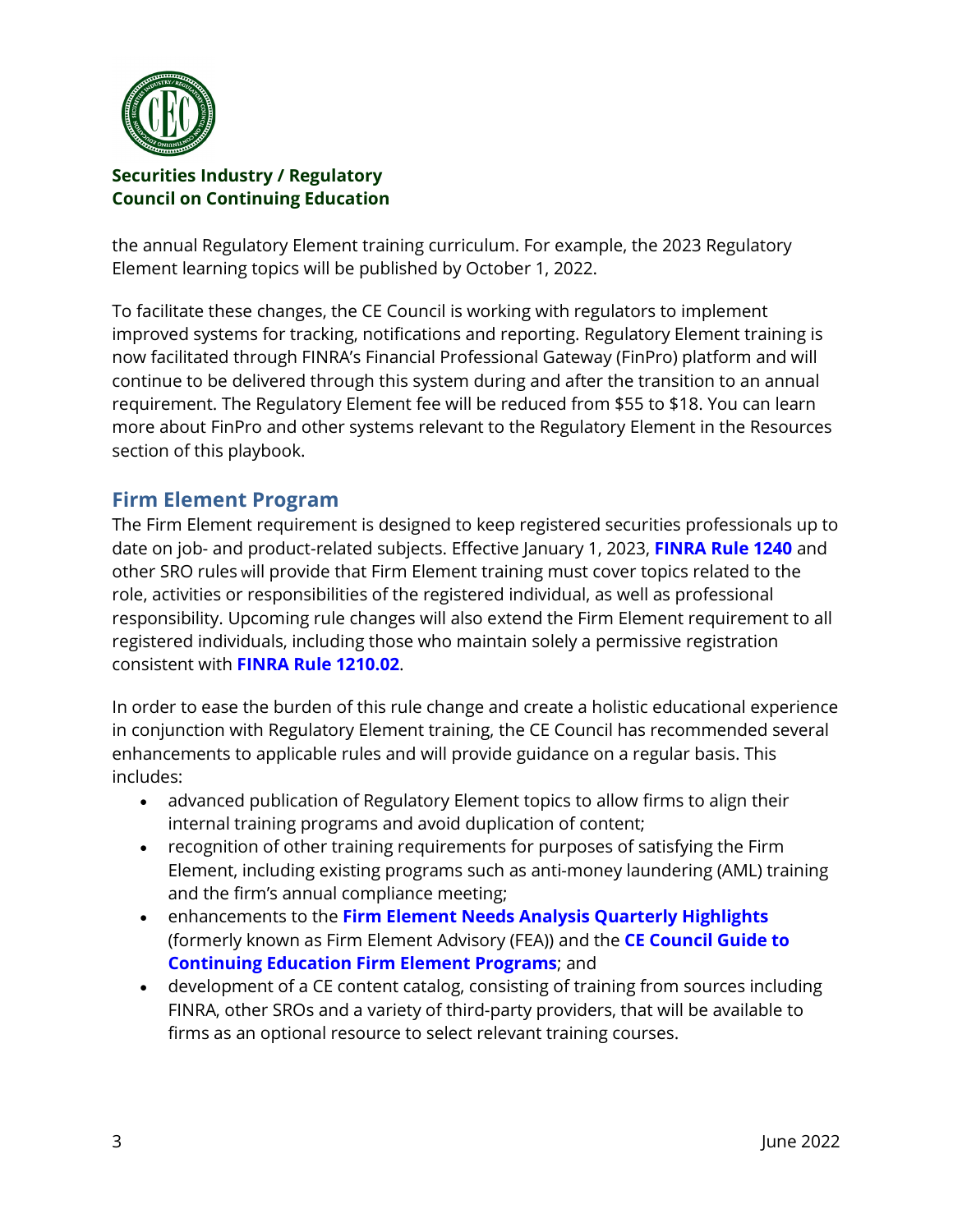the annual Regulatory Element training curriculum. For example, the 2023 Regulatory Element learning topics will be published by October 1, 2022.

To facilitate these changes, the CE Council is working with regulators to implement improved systems for tracking, notifications and reporting. Regulatory Element training is now facilitated through FINRA's Financial Professional Gateway (FinPro) platform and will continue to be delivered through this system during and after the transition to an annual requirement. The Regulatory Element fee will be reduced from $55 to $18. You can learn more about FinPro and other systems relevant to the Regulatory Element in the Resources section of this playbook.

## Firm Element Program

The Firm Element requirement is designed to keep registered securities professionals up to date on job- and product-related subjects. Effective January 1, 2023, **FINRA Rule 1240** and other SRO rules will provide that Firm Element training must cover topics related to the role, activities or responsibilities of the registered individual, as well as professional responsibility. Upcoming rule changes will also extend the Firm Element requirement to all registered individuals, including those who maintain solely a permissive registration consistent with **FINRA Rule 1210.02**.

In order to ease the burden of this rule change and create a holistic educational experience in conjunction with Regulatory Element training, the CE Council has recommended several enhancements to applicable rules and will provide guidance on a regular basis. This includes:

- advanced publication of Regulatory Element topics to allow firms to align their internal training programs and avoid duplication of content;
- recognition of other training requirements for purposes of satisfying the Firm Element, including existing programs such as anti-money laundering (AML) training and the firm's annual compliance meeting;
- enhancements to the **Firm Element Needs Analysis Quarterly Highlights** (formerly known as Firm Element Advisory (FEA)) and the **CE Council Guide to Continuing Education Firm Element Programs**; and
- development of a CE content catalog, consisting of training from sources including FINRA, other SROs and a variety of third-party providers, that will be available to firms as an optional resource to select relevant training courses.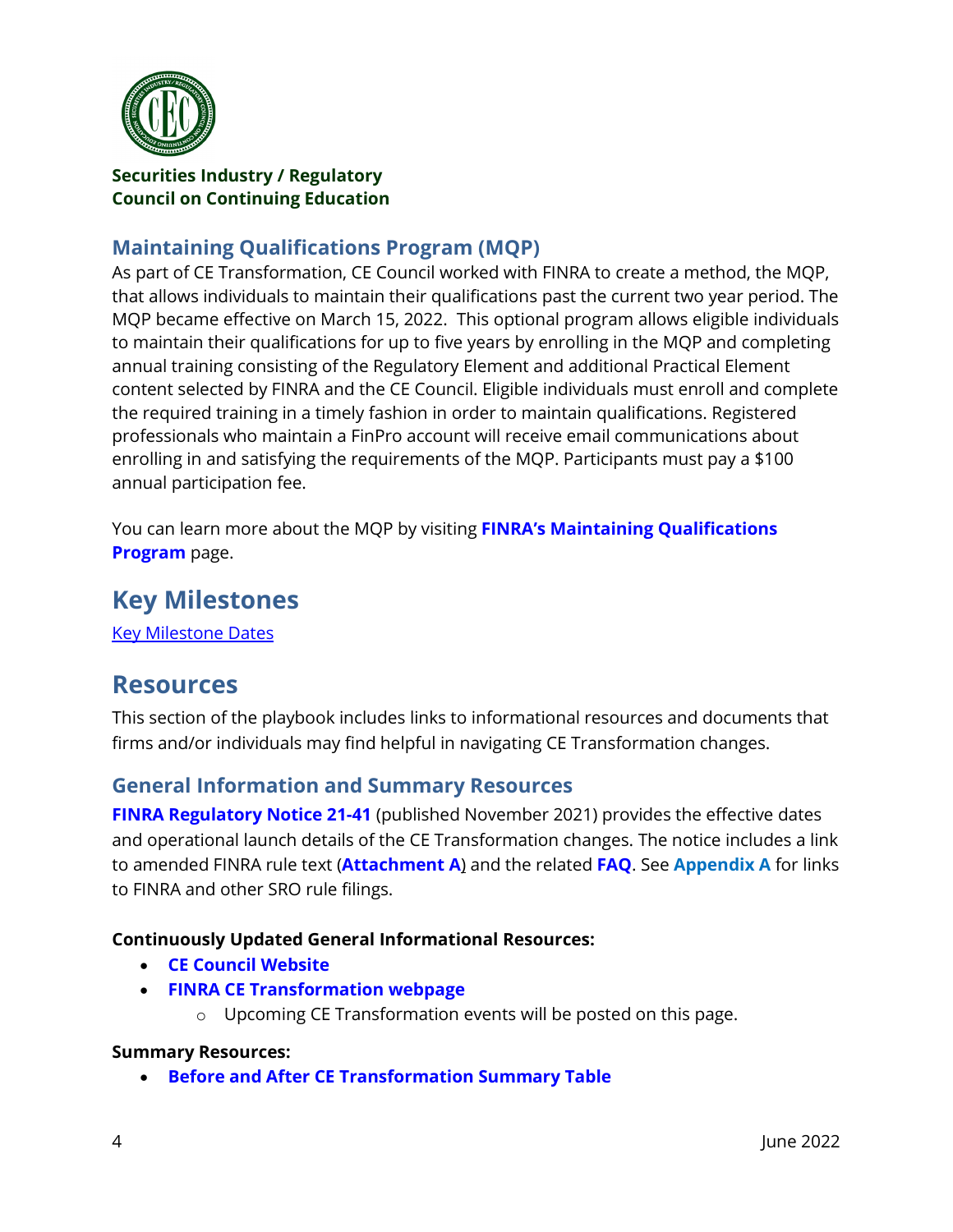**Securities Industry / Regulatory Council on Continuing Education**

### Maintaining Qualifications Program (MQP)

As part of CE Transformation, CE Council worked with FINRA to create a method, the MQP, that allows individuals to maintain their qualifications past the current two year period. The MQP became effective on March 15, 2022. This optional program allows eligible individuals to maintain their qualifications for up to five years by enrolling in the MQP and completing annual training consisting of the Regulatory Element and additional Practical Element content selected by FINRA and the CE Council. Eligible individuals must enroll and complete the required training in a timely fashion in order to maintain qualifications. Registered professionals who maintain a FinPro account will receive email communications about enrolling in and satisfying the requirements of the MQP. Participants must pay a $100 annual participation fee.

You can learn more about the MQP by visiting **FINRA's Maintaining Qualifications Program** page.

## Key Milestones

Key Milestone Dates

## Resources

This section of the playbook includes links to informational resources and documents that firms and/or individuals may find helpful in navigating CE Transformation changes.

### General Information and Summary Resources

**FINRA Regulatory Notice 21-41** (published November 2021) provides the effective dates and operational launch details of the CE Transformation changes. The notice includes a link to amended FINRA rule text (**Attachment A**) and the related **FAQ**. See **Appendix A** for links to FINRA and other SRO rule filings.

**Continuously Updated General Informational Resources:**

- **CE Council Website**
- **FINRA CE Transformation webpage**
    - Upcoming CE Transformation events will be posted on this page.

**Summary Resources:**

- **Before and After CE Transformation Summary Table**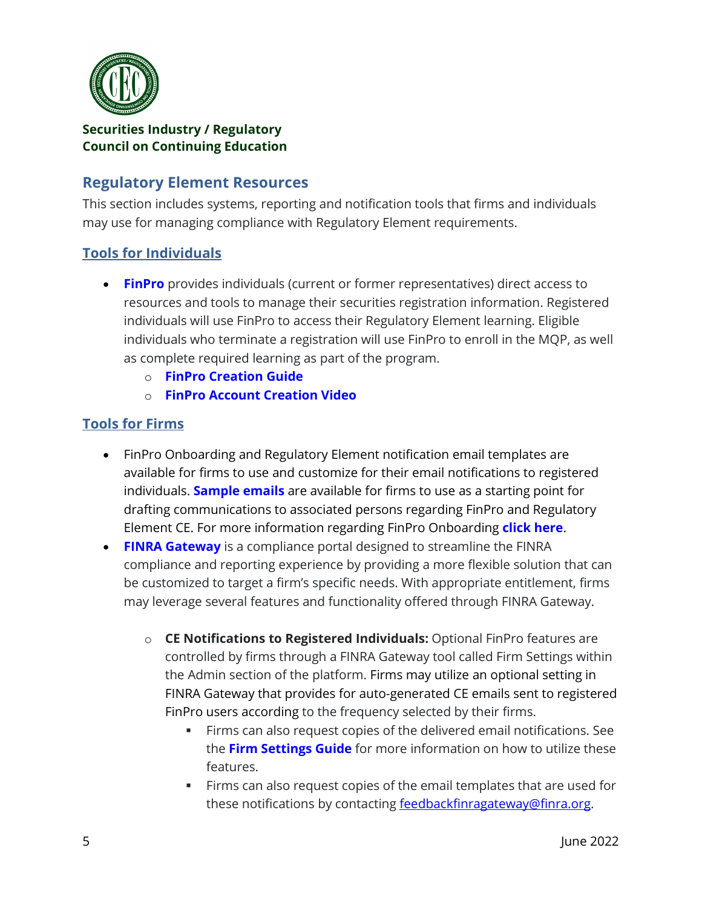Securities Industry / Regulatory
Council on Continuing Education

## Regulatory Element Resources

This section includes systems, reporting and notification tools that firms and individuals may use for managing compliance with Regulatory Element requirements.

### Tools for Individuals

- **FinPro** provides individuals (current or former representatives) direct access to resources and tools to manage their securities registration information. Registered individuals will use FinPro to access their Regulatory Element learning. Eligible individuals who terminate a registration will use FinPro to enroll in the MQP, as well as complete required learning as part of the program.
  - **FinPro Creation Guide**
  - **FinPro Account Creation Video**

### Tools for Firms

- FinPro Onboarding and Regulatory Element notification email templates are available for firms to use and customize for their email notifications to registered individuals. **Sample emails** are available for firms to use as a starting point for drafting communications to associated persons regarding FinPro and Regulatory Element CE. For more information regarding FinPro Onboarding **click here**.
- **FINRA Gateway** is a compliance portal designed to streamline the FINRA compliance and reporting experience by providing a more flexible solution that can be customized to target a firm's specific needs. With appropriate entitlement, firms may leverage several features and functionality offered through FINRA Gateway.
  - **CE Notifications to Registered Individuals:** Optional FinPro features are controlled by firms through a FINRA Gateway tool called Firm Settings within the Admin section of the platform. Firms may utilize an optional setting in FINRA Gateway that provides for auto-generated CE emails sent to registered FinPro users according to the frequency selected by their firms.
    - Firms can also request copies of the delivered email notifications. See the **Firm Settings Guide** for more information on how to utilize these features.
    - Firms can also request copies of the email templates that are used for these notifications by contacting feedbackfinragateway@finra.org.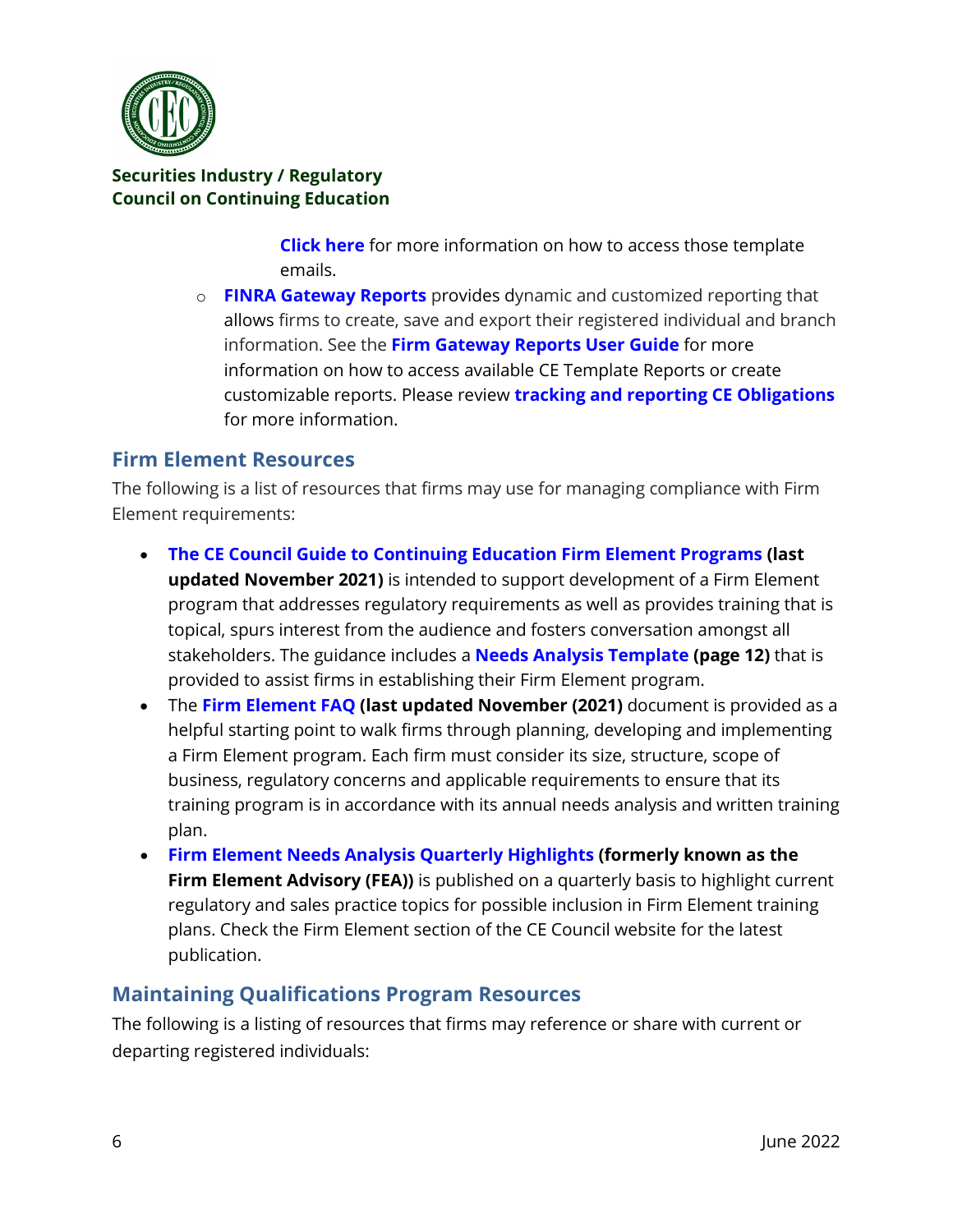**Click here** for more information on how to access those template emails.

- **FINRA Gateway Reports** provides dynamic and customized reporting that allows firms to create, save and export their registered individual and branch information. See the **Firm Gateway Reports User Guide** for more information on how to access available CE Template Reports or create customizable reports. Please review **tracking and reporting CE Obligations** for more information.

## Firm Element Resources

The following is a list of resources that firms may use for managing compliance with Firm Element requirements:

- **The CE Council Guide to Continuing Education Firm Element Programs (last updated November 2021)** is intended to support development of a Firm Element program that addresses regulatory requirements as well as provides training that is topical, spurs interest from the audience and fosters conversation amongst all stakeholders. The guidance includes a **Needs Analysis Template (page 12)** that is provided to assist firms in establishing their Firm Element program.
- The **Firm Element FAQ (last updated November (2021)** document is provided as a helpful starting point to walk firms through planning, developing and implementing a Firm Element program. Each firm must consider its size, structure, scope of business, regulatory concerns and applicable requirements to ensure that its training program is in accordance with its annual needs analysis and written training plan.
- **Firm Element Needs Analysis Quarterly Highlights (formerly known as the Firm Element Advisory (FEA))** is published on a quarterly basis to highlight current regulatory and sales practice topics for possible inclusion in Firm Element training plans. Check the Firm Element section of the CE Council website for the latest publication.

## Maintaining Qualifications Program Resources

The following is a listing of resources that firms may reference or share with current or departing registered individuals: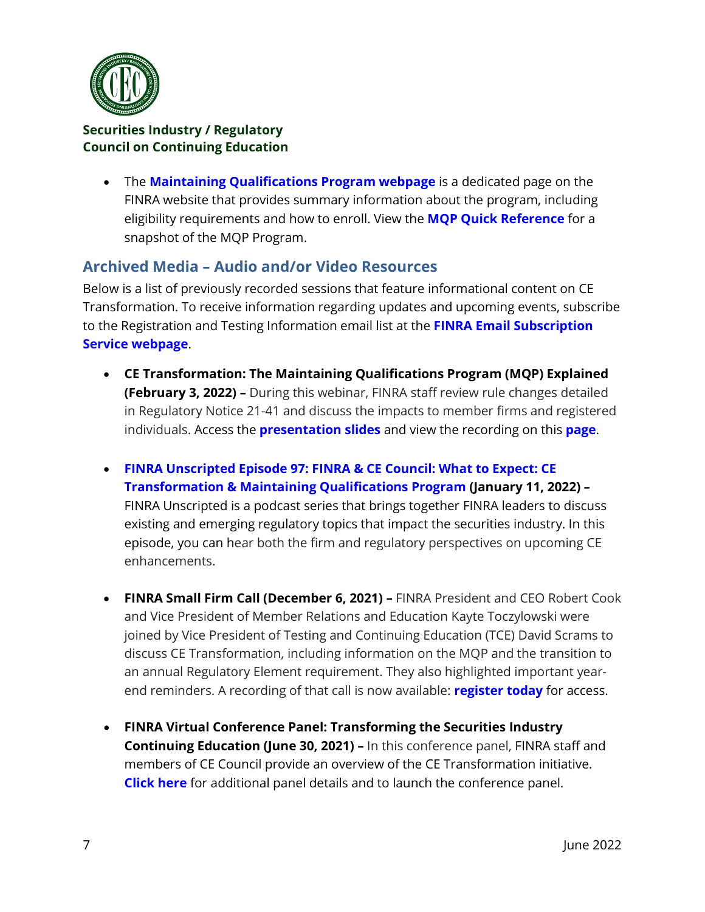- The **Maintaining Qualifications Program webpage** is a dedicated page on the FINRA website that provides summary information about the program, including eligibility requirements and how to enroll. View the **MQP Quick Reference** for a snapshot of the MQP Program.

## Archived Media – Audio and/or Video Resources

Below is a list of previously recorded sessions that feature informational content on CE Transformation. To receive information regarding updates and upcoming events, subscribe to the Registration and Testing Information email list at the **FINRA Email Subscription Service webpage**.

- **CE Transformation: The Maintaining Qualifications Program (MQP) Explained (February 3, 2022) –** During this webinar, FINRA staff review rule changes detailed in Regulatory Notice 21-41 and discuss the impacts to member firms and registered individuals. Access the **presentation slides** and view the recording on this **page**.

- **FINRA Unscripted Episode 97: FINRA & CE Council: What to Expect: CE Transformation & Maintaining Qualifications Program (January 11, 2022) –** FINRA Unscripted is a podcast series that brings together FINRA leaders to discuss existing and emerging regulatory topics that impact the securities industry. In this episode, you can hear both the firm and regulatory perspectives on upcoming CE enhancements.

- **FINRA Small Firm Call (December 6, 2021) –** FINRA President and CEO Robert Cook and Vice President of Member Relations and Education Kayte Toczylowski were joined by Vice President of Testing and Continuing Education (TCE) David Scrams to discuss CE Transformation, including information on the MQP and the transition to an annual Regulatory Element requirement. They also highlighted important year-end reminders. A recording of that call is now available: **register today** for access.

- **FINRA Virtual Conference Panel: Transforming the Securities Industry Continuing Education (June 30, 2021) –** In this conference panel, FINRA staff and members of CE Council provide an overview of the CE Transformation initiative. **Click here** for additional panel details and to launch the conference panel.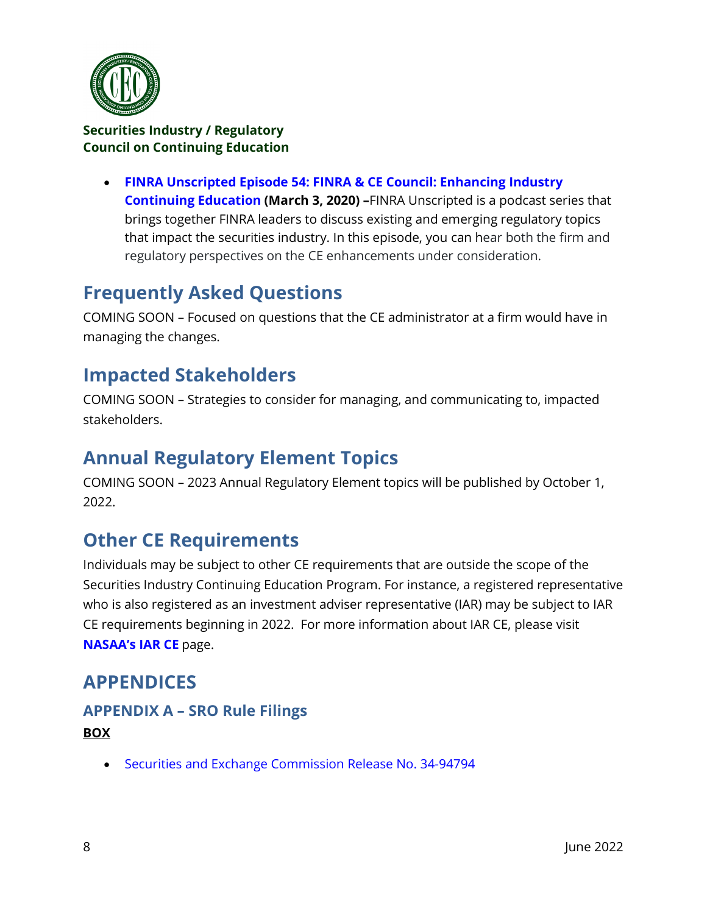- **FINRA Unscripted Episode 54: FINRA & CE Council: Enhancing Industry Continuing Education (March 3, 2020) –**FINRA Unscripted is a podcast series that brings together FINRA leaders to discuss existing and emerging regulatory topics that impact the securities industry. In this episode, you can hear both the firm and regulatory perspectives on the CE enhancements under consideration.

## Frequently Asked Questions

COMING SOON – Focused on questions that the CE administrator at a firm would have in managing the changes.

## Impacted Stakeholders

COMING SOON – Strategies to consider for managing, and communicating to, impacted stakeholders.

## Annual Regulatory Element Topics

COMING SOON – 2023 Annual Regulatory Element topics will be published by October 1, 2022.

## Other CE Requirements

Individuals may be subject to other CE requirements that are outside the scope of the Securities Industry Continuing Education Program. For instance, a registered representative who is also registered as an investment adviser representative (IAR) may be subject to IAR CE requirements beginning in 2022. For more information about IAR CE, please visit **NASAA's IAR CE** page.

# APPENDICES

### APPENDIX A – SRO Rule Filings

**BOX**

- Securities and Exchange Commission Release No. 34-94794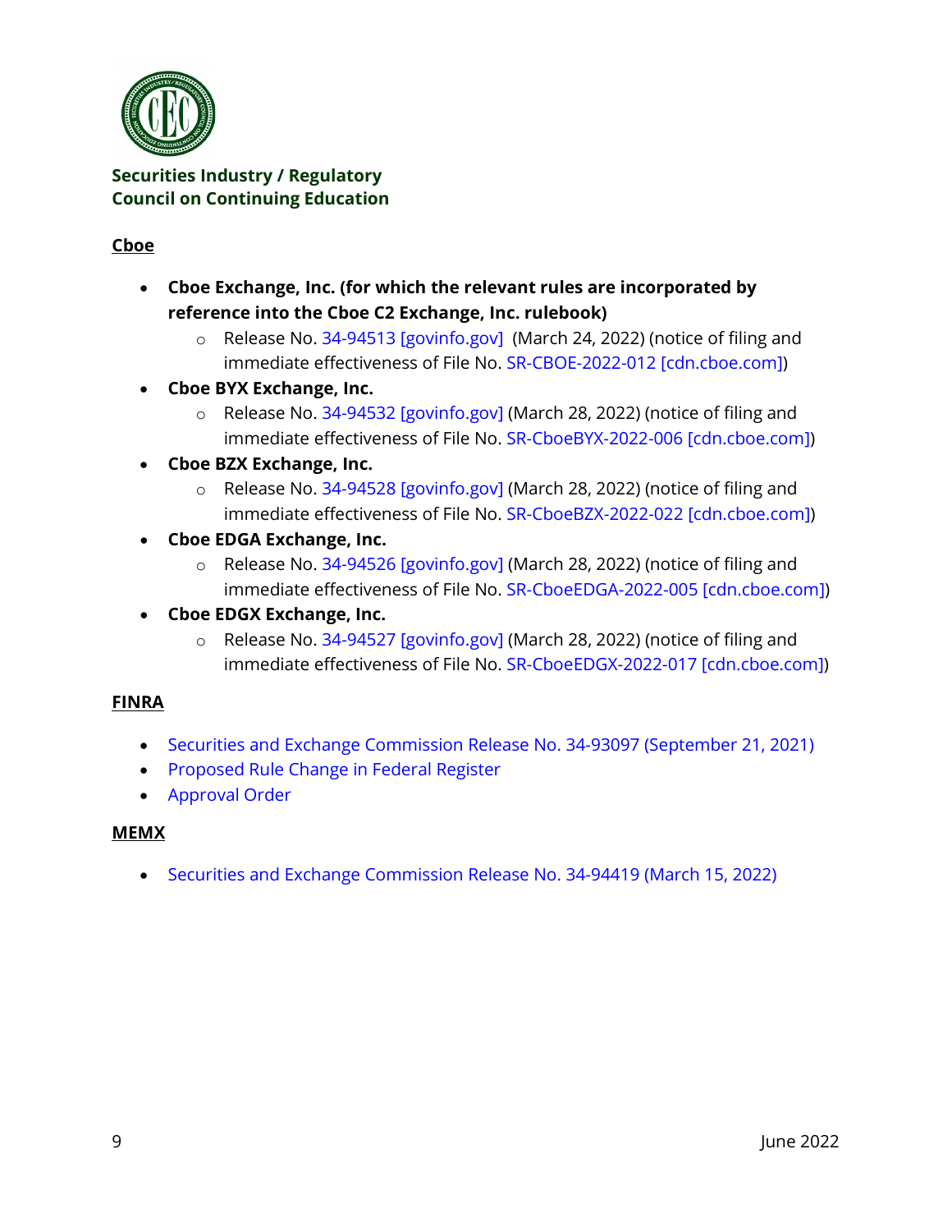Securities Industry / Regulatory Council on Continuing Education

**Cboe**

- **Cboe Exchange, Inc. (for which the relevant rules are incorporated by reference into the Cboe C2 Exchange, Inc. rulebook)**
  - Release No. 34-94513 [govinfo.gov] (March 24, 2022) (notice of filing and immediate effectiveness of File No. SR-CBOE-2022-012 [cdn.cboe.com])
- **Cboe BYX Exchange, Inc.**
  - Release No. 34-94532 [govinfo.gov] (March 28, 2022) (notice of filing and immediate effectiveness of File No. SR-CboeBYX-2022-006 [cdn.cboe.com])
- **Cboe BZX Exchange, Inc.**
  - Release No. 34-94528 [govinfo.gov] (March 28, 2022) (notice of filing and immediate effectiveness of File No. SR-CboeBZX-2022-022 [cdn.cboe.com])
- **Cboe EDGA Exchange, Inc.**
  - Release No. 34-94526 [govinfo.gov] (March 28, 2022) (notice of filing and immediate effectiveness of File No. SR-CboeEDGA-2022-005 [cdn.cboe.com])
- **Cboe EDGX Exchange, Inc.**
  - Release No. 34-94527 [govinfo.gov] (March 28, 2022) (notice of filing and immediate effectiveness of File No. SR-CboeEDGX-2022-017 [cdn.cboe.com])

**FINRA**

- Securities and Exchange Commission Release No. 34-93097 (September 21, 2021)
- Proposed Rule Change in Federal Register
- Approval Order

**MEMX**

- Securities and Exchange Commission Release No. 34-94419 (March 15, 2022)